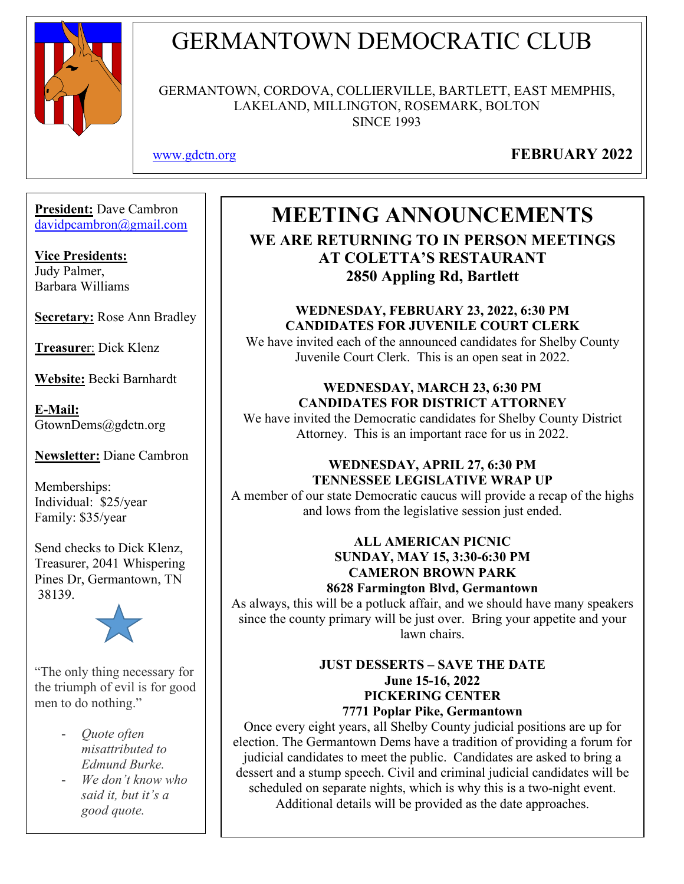# GERMANTOWN DEMOCRATIC CLUB

GERMANTOWN, CORDOVA, COLLIERVILLE, BARTLETT, EAST MEMPHIS, LAKELAND, MILLINGTON, ROSEMARK, BOLTON
SINCE 1993

www.gdctn.org

**FEBRUARY 2022**

**President:** Dave Cambron
davidpcambron@gmail.com

**Vice Presidents:**
Judy Palmer,
Barbara Williams

**Secretary:** Rose Ann Bradley

**Treasurer**: Dick Klenz

**Website:** Becki Barnhardt

**E-Mail:**
GtownDems@gdctn.org

**Newsletter:** Diane Cambron

Memberships:
Individual: $25/year
Family: $35/year

Send checks to Dick Klenz, Treasurer, 2041 Whispering Pines Dr, Germantown, TN 38139.

"The only thing necessary for the triumph of evil is for good men to do nothing."

- *Quote often misattributed to Edmund Burke.*
- *We don't know who said it, but it's a good quote.*

## MEETING ANNOUNCEMENTS

### WE ARE RETURNING TO IN PERSON MEETINGS AT COLETTA'S RESTAURANT 2850 Appling Rd, Bartlett

**WEDNESDAY, FEBRUARY 23, 2022, 6:30 PM**
**CANDIDATES FOR JUVENILE COURT CLERK**

We have invited each of the announced candidates for Shelby County Juvenile Court Clerk. This is an open seat in 2022.

**WEDNESDAY, MARCH 23, 6:30 PM**
**CANDIDATES FOR DISTRICT ATTORNEY**

We have invited the Democratic candidates for Shelby County District Attorney. This is an important race for us in 2022.

**WEDNESDAY, APRIL 27, 6:30 PM**
**TENNESSEE LEGISLATIVE WRAP UP**

A member of our state Democratic caucus will provide a recap of the highs and lows from the legislative session just ended.

**ALL AMERICAN PICNIC**
**SUNDAY, MAY 15, 3:30-6:30 PM**
**CAMERON BROWN PARK**
**8628 Farmington Blvd, Germantown**

As always, this will be a potluck affair, and we should have many speakers since the county primary will be just over. Bring your appetite and your lawn chairs.

**JUST DESSERTS – SAVE THE DATE**
**June 15-16, 2022**
**PICKERING CENTER**
**7771 Poplar Pike, Germantown**

Once every eight years, all Shelby County judicial positions are up for election. The Germantown Dems have a tradition of providing a forum for judicial candidates to meet the public. Candidates are asked to bring a dessert and a stump speech. Civil and criminal judicial candidates will be scheduled on separate nights, which is why this is a two-night event. Additional details will be provided as the date approaches.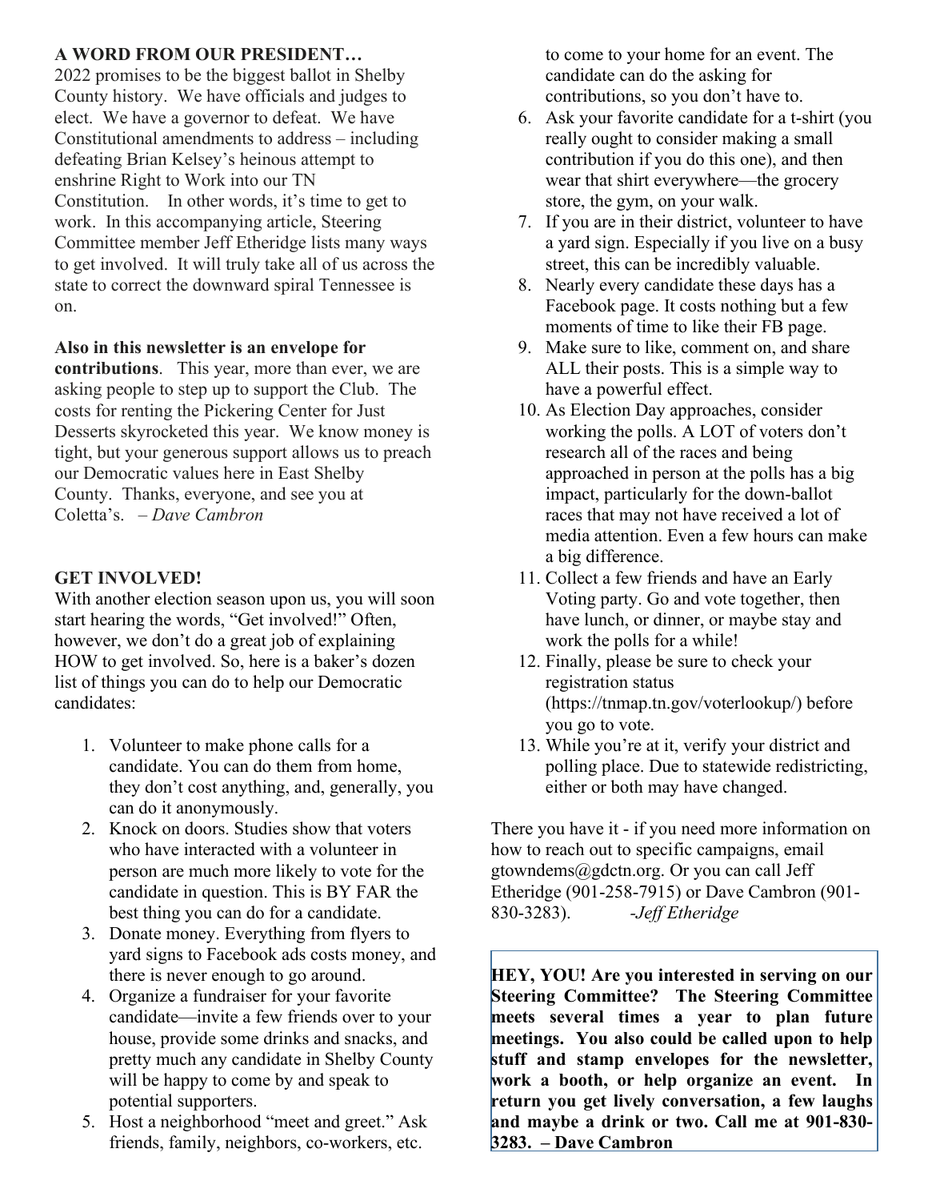**A WORD FROM OUR PRESIDENT…**

2022 promises to be the biggest ballot in Shelby County history. We have officials and judges to elect. We have a governor to defeat. We have Constitutional amendments to address – including defeating Brian Kelsey's heinous attempt to enshrine Right to Work into our TN Constitution. In other words, it's time to get to work. In this accompanying article, Steering Committee member Jeff Etheridge lists many ways to get involved. It will truly take all of us across the state to correct the downward spiral Tennessee is on.

**Also in this newsletter is an envelope for contributions**. This year, more than ever, we are asking people to step up to support the Club. The costs for renting the Pickering Center for Just Desserts skyrocketed this year. We know money is tight, but your generous support allows us to preach our Democratic values here in East Shelby County. Thanks, everyone, and see you at Coletta's. – *Dave Cambron*

**GET INVOLVED!**

With another election season upon us, you will soon start hearing the words, "Get involved!" Often, however, we don't do a great job of explaining HOW to get involved. So, here is a baker's dozen list of things you can do to help our Democratic candidates:

1. Volunteer to make phone calls for a candidate. You can do them from home, they don't cost anything, and, generally, you can do it anonymously.
2. Knock on doors. Studies show that voters who have interacted with a volunteer in person are much more likely to vote for the candidate in question. This is BY FAR the best thing you can do for a candidate.
3. Donate money. Everything from flyers to yard signs to Facebook ads costs money, and there is never enough to go around.
4. Organize a fundraiser for your favorite candidate—invite a few friends over to your house, provide some drinks and snacks, and pretty much any candidate in Shelby County will be happy to come by and speak to potential supporters.
5. Host a neighborhood "meet and greet." Ask friends, family, neighbors, co-workers, etc. to come to your home for an event. The candidate can do the asking for contributions, so you don't have to.
6. Ask your favorite candidate for a t-shirt (you really ought to consider making a small contribution if you do this one), and then wear that shirt everywhere—the grocery store, the gym, on your walk.
7. If you are in their district, volunteer to have a yard sign. Especially if you live on a busy street, this can be incredibly valuable.
8. Nearly every candidate these days has a Facebook page. It costs nothing but a few moments of time to like their FB page.
9. Make sure to like, comment on, and share ALL their posts. This is a simple way to have a powerful effect.
10. As Election Day approaches, consider working the polls. A LOT of voters don't research all of the races and being approached in person at the polls has a big impact, particularly for the down-ballot races that may not have received a lot of media attention. Even a few hours can make a big difference.
11. Collect a few friends and have an Early Voting party. Go and vote together, then have lunch, or dinner, or maybe stay and work the polls for a while!
12. Finally, please be sure to check your registration status (https://tnmap.tn.gov/voterlookup/) before you go to vote.
13. While you're at it, verify your district and polling place. Due to statewide redistricting, either or both may have changed.

There you have it - if you need more information on how to reach out to specific campaigns, email gtowndems@gdctn.org. Or you can call Jeff Etheridge (901-258-7915) or Dave Cambron (901-830-3283). *-Jeff Etheridge*

**HEY, YOU! Are you interested in serving on our Steering Committee? The Steering Committee meets several times a year to plan future meetings. You also could be called upon to help stuff and stamp envelopes for the newsletter, work a booth, or help organize an event. In return you get lively conversation, a few laughs and maybe a drink or two. Call me at 901-830-3283. – Dave Cambron**